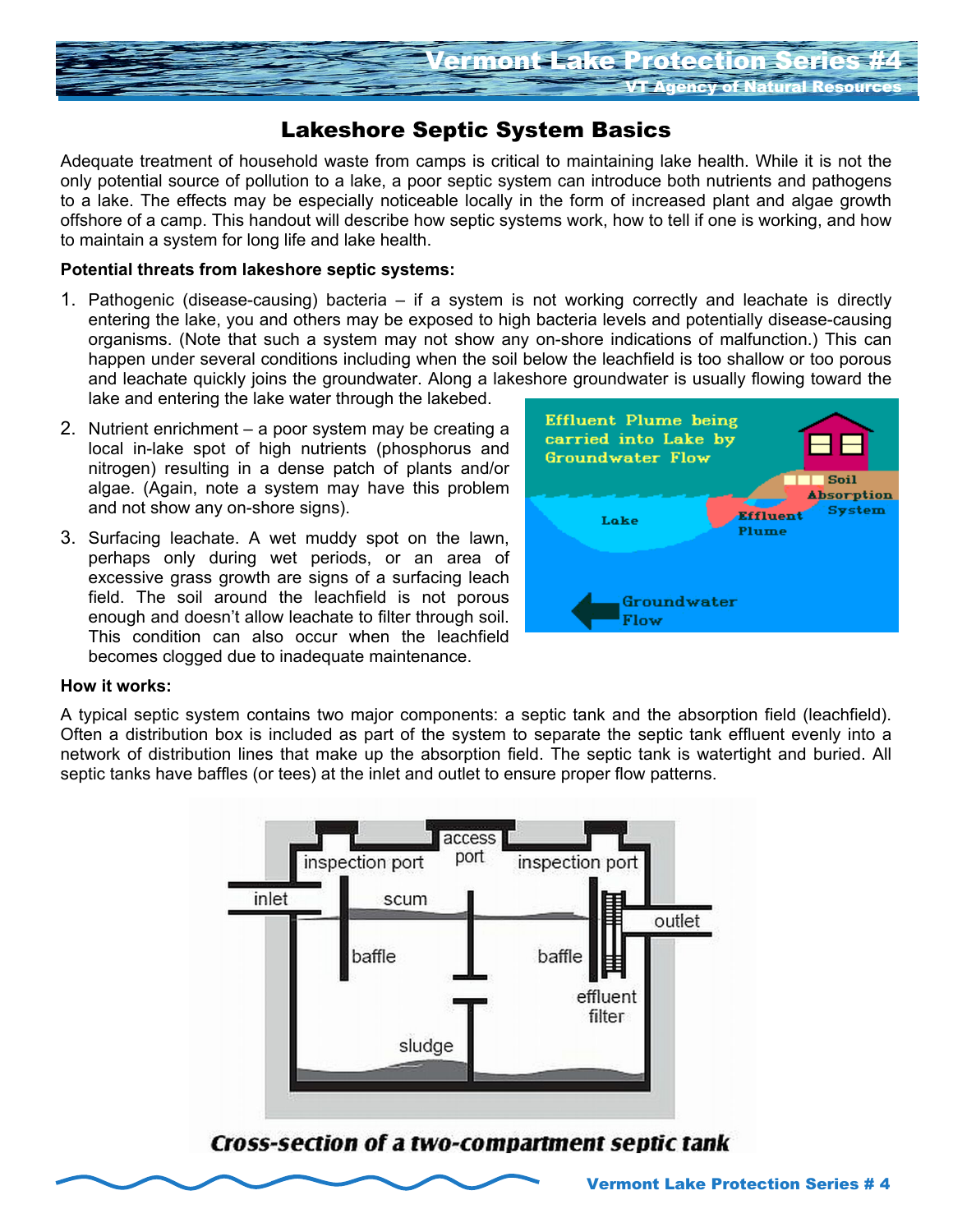# Lakeshore Septic System Basics

Adequate treatment of household waste from camps is critical to maintaining lake health. While it is not the only potential source of pollution to a lake, a poor septic system can introduce both nutrients and pathogens to a lake. The effects may be especially noticeable locally in the form of increased plant and algae growth offshore of a camp. This handout will describe how septic systems work, how to tell if one is working, and how to maintain a system for long life and lake health.

**Potential threats from lakeshore septic systems:**

1. Pathogenic (disease-causing) bacteria – if a system is not working correctly and leachate is directly entering the lake, you and others may be exposed to high bacteria levels and potentially disease-causing organisms. (Note that such a system may not show any on-shore indications of malfunction.) This can happen under several conditions including when the soil below the leachfield is too shallow or too porous and leachate quickly joins the groundwater. Along a lakeshore groundwater is usually flowing toward the lake and entering the lake water through the lakebed.
2. Nutrient enrichment – a poor system may be creating a local in-lake spot of high nutrients (phosphorus and nitrogen) resulting in a dense patch of plants and/or algae. (Again, note a system may have this problem and not show any on-shore signs).
3. Surfacing leachate. A wet muddy spot on the lawn, perhaps only during wet periods, or an area of excessive grass growth are signs of a surfacing leach field. The soil around the leachfield is not porous enough and doesn't allow leachate to filter through soil. This condition can also occur when the leachfield becomes clogged due to inadequate maintenance.

**How it works:**

A typical septic system contains two major components: a septic tank and the absorption field (leachfield). Often a distribution box is included as part of the system to separate the septic tank effluent evenly into a network of distribution lines that make up the absorption field. The septic tank is watertight and buried. All septic tanks have baffles (or tees) at the inlet and outlet to ensure proper flow patterns.

*Cross-section of a two-compartment septic tank*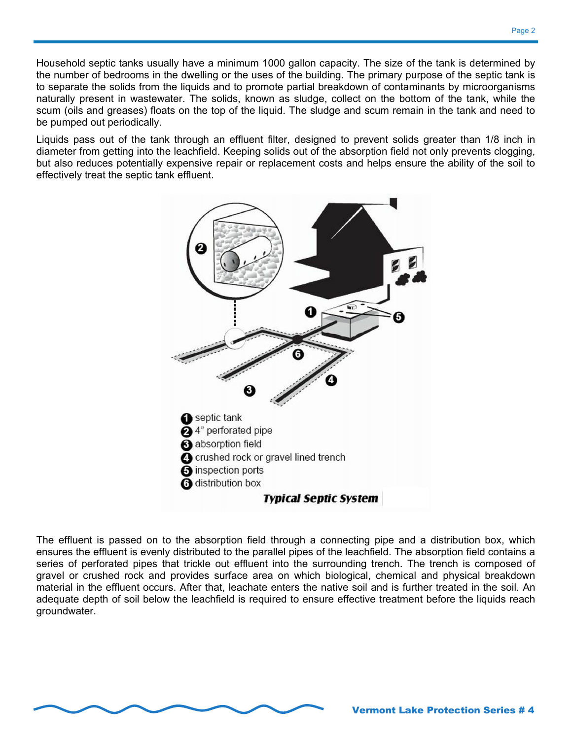Household septic tanks usually have a minimum 1000 gallon capacity. The size of the tank is determined by the number of bedrooms in the dwelling or the uses of the building. The primary purpose of the septic tank is to separate the solids from the liquids and to promote partial breakdown of contaminants by microorganisms naturally present in wastewater. The solids, known as sludge, collect on the bottom of the tank, while the scum (oils and greases) floats on the top of the liquid. The sludge and scum remain in the tank and need to be pumped out periodically.

Liquids pass out of the tank through an effluent filter, designed to prevent solids greater than 1/8 inch in diameter from getting into the leachfield. Keeping solids out of the absorption field not only prevents clogging, but also reduces potentially expensive repair or replacement costs and helps ensure the ability of the soil to effectively treat the septic tank effluent.

1. septic tank
2. 4" perforated pipe
3. absorption field
4. crushed rock or gravel lined trench
5. inspection ports
6. distribution box

***Typical Septic System***

The effluent is passed on to the absorption field through a connecting pipe and a distribution box, which ensures the effluent is evenly distributed to the parallel pipes of the leachfield. The absorption field contains a series of perforated pipes that trickle out effluent into the surrounding trench. The trench is composed of gravel or crushed rock and provides surface area on which biological, chemical and physical breakdown material in the effluent occurs. After that, leachate enters the native soil and is further treated in the soil. An adequate depth of soil below the leachfield is required to ensure effective treatment before the liquids reach groundwater.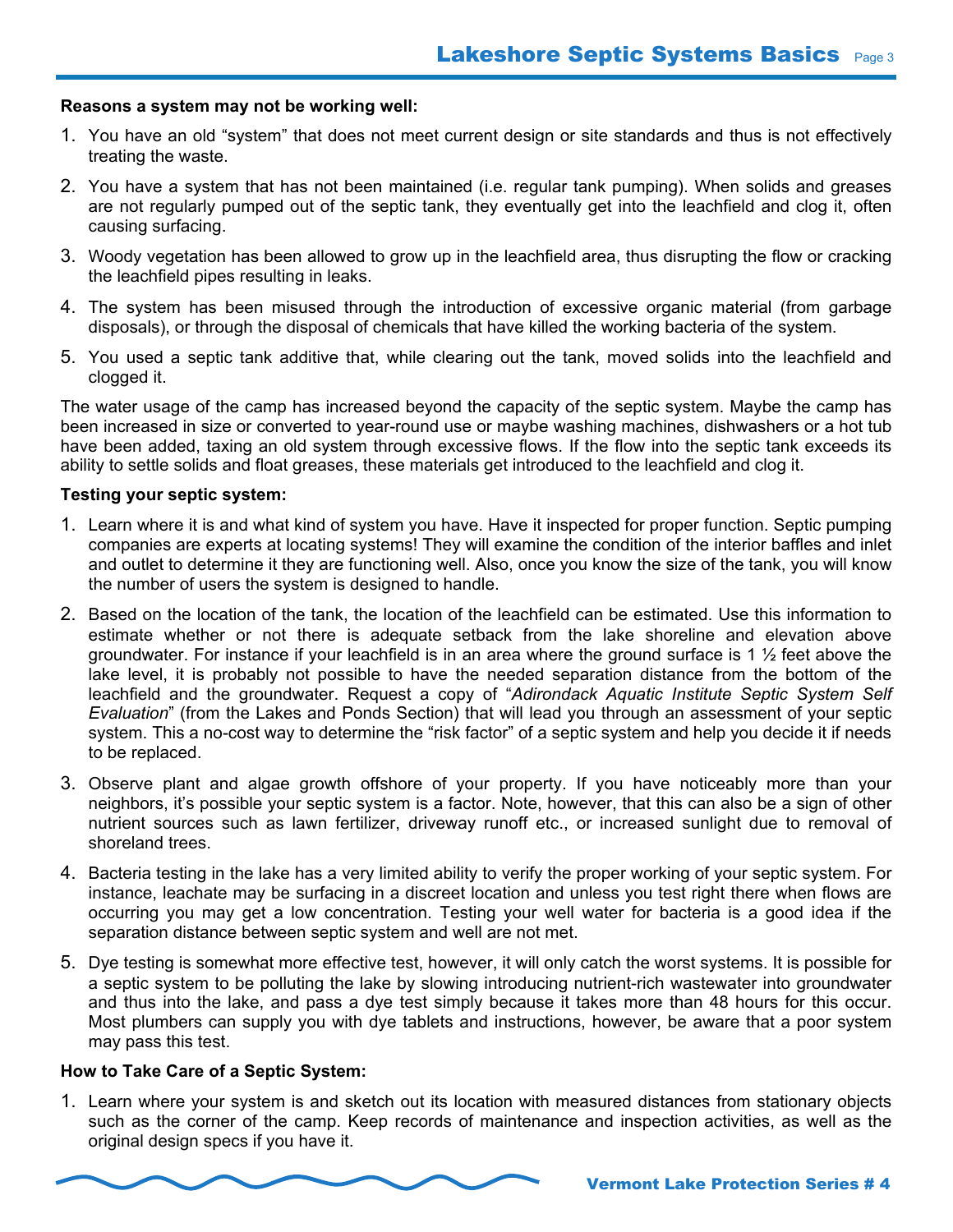**Reasons a system may not be working well:**

1. You have an old “system” that does not meet current design or site standards and thus is not effectively treating the waste.
2. You have a system that has not been maintained (i.e. regular tank pumping). When solids and greases are not regularly pumped out of the septic tank, they eventually get into the leachfield and clog it, often causing surfacing.
3. Woody vegetation has been allowed to grow up in the leachfield area, thus disrupting the flow or cracking the leachfield pipes resulting in leaks.
4. The system has been misused through the introduction of excessive organic material (from garbage disposals), or through the disposal of chemicals that have killed the working bacteria of the system.
5. You used a septic tank additive that, while clearing out the tank, moved solids into the leachfield and clogged it.

The water usage of the camp has increased beyond the capacity of the septic system. Maybe the camp has been increased in size or converted to year-round use or maybe washing machines, dishwashers or a hot tub have been added, taxing an old system through excessive flows. If the flow into the septic tank exceeds its ability to settle solids and float greases, these materials get introduced to the leachfield and clog it.

**Testing your septic system:**

1. Learn where it is and what kind of system you have. Have it inspected for proper function. Septic pumping companies are experts at locating systems! They will examine the condition of the interior baffles and inlet and outlet to determine it they are functioning well. Also, once you know the size of the tank, you will know the number of users the system is designed to handle.
2. Based on the location of the tank, the location of the leachfield can be estimated. Use this information to estimate whether or not there is adequate setback from the lake shoreline and elevation above groundwater. For instance if your leachfield is in an area where the ground surface is 1 ½ feet above the lake level, it is probably not possible to have the needed separation distance from the bottom of the leachfield and the groundwater. Request a copy of “*Adirondack Aquatic Institute Septic System Self Evaluation*” (from the Lakes and Ponds Section) that will lead you through an assessment of your septic system. This a no-cost way to determine the “risk factor” of a septic system and help you decide it if needs to be replaced.
3. Observe plant and algae growth offshore of your property. If you have noticeably more than your neighbors, it’s possible your septic system is a factor. Note, however, that this can also be a sign of other nutrient sources such as lawn fertilizer, driveway runoff etc., or increased sunlight due to removal of shoreland trees.
4. Bacteria testing in the lake has a very limited ability to verify the proper working of your septic system. For instance, leachate may be surfacing in a discreet location and unless you test right there when flows are occurring you may get a low concentration. Testing your well water for bacteria is a good idea if the separation distance between septic system and well are not met.
5. Dye testing is somewhat more effective test, however, it will only catch the worst systems. It is possible for a septic system to be polluting the lake by slowing introducing nutrient-rich wastewater into groundwater and thus into the lake, and pass a dye test simply because it takes more than 48 hours for this occur. Most plumbers can supply you with dye tablets and instructions, however, be aware that a poor system may pass this test.

**How to Take Care of a Septic System:**

1. Learn where your system is and sketch out its location with measured distances from stationary objects such as the corner of the camp. Keep records of maintenance and inspection activities, as well as the original design specs if you have it.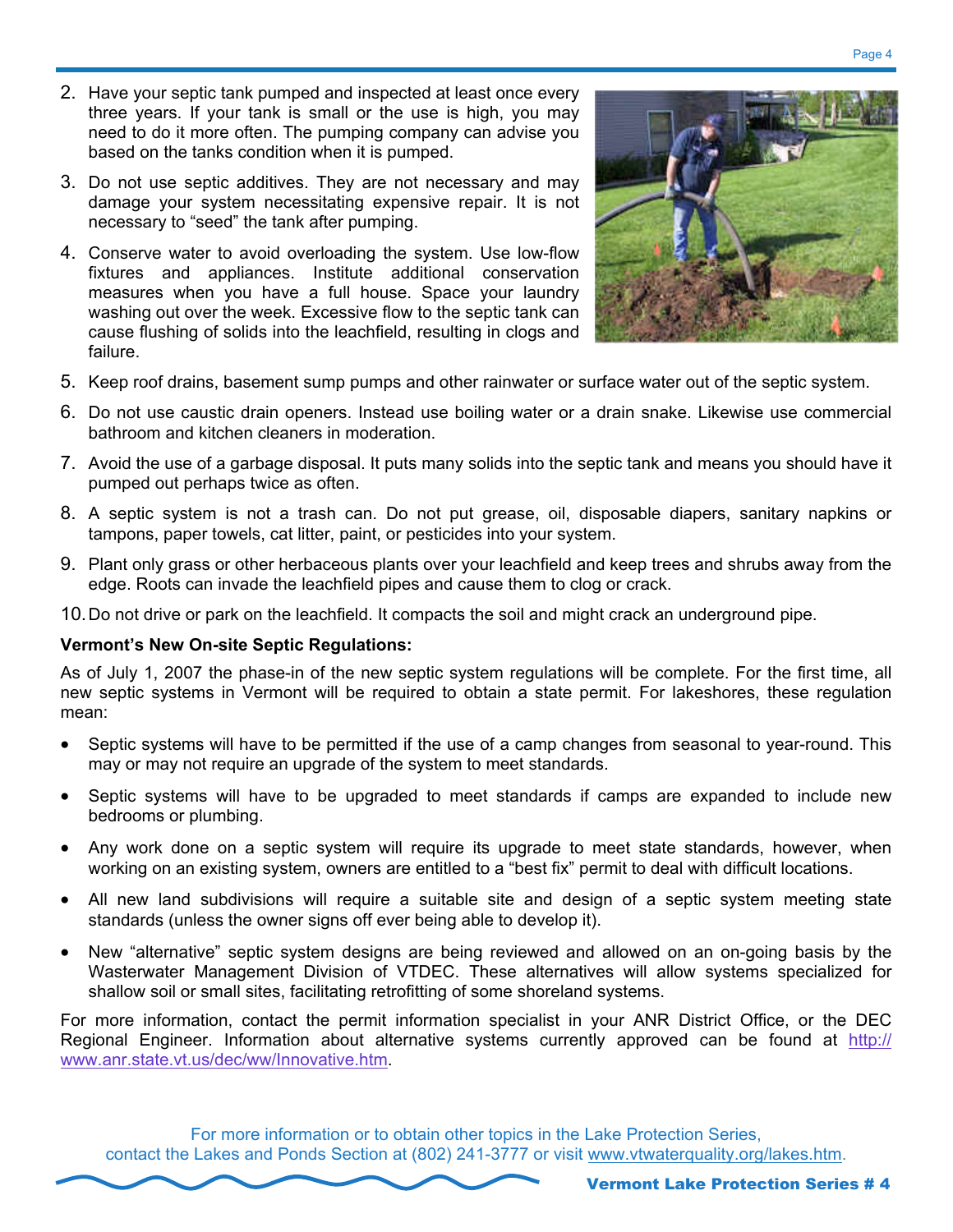2. Have your septic tank pumped and inspected at least once every three years. If your tank is small or the use is high, you may need to do it more often. The pumping company can advise you based on the tanks condition when it is pumped.
3. Do not use septic additives. They are not necessary and may damage your system necessitating expensive repair. It is not necessary to "seed" the tank after pumping.
4. Conserve water to avoid overloading the system. Use low-flow fixtures and appliances. Institute additional conservation measures when you have a full house. Space your laundry washing out over the week. Excessive flow to the septic tank can cause flushing of solids into the leachfield, resulting in clogs and failure.
5. Keep roof drains, basement sump pumps and other rainwater or surface water out of the septic system.
6. Do not use caustic drain openers. Instead use boiling water or a drain snake. Likewise use commercial bathroom and kitchen cleaners in moderation.
7. Avoid the use of a garbage disposal. It puts many solids into the septic tank and means you should have it pumped out perhaps twice as often.
8. A septic system is not a trash can. Do not put grease, oil, disposable diapers, sanitary napkins or tampons, paper towels, cat litter, paint, or pesticides into your system.
9. Plant only grass or other herbaceous plants over your leachfield and keep trees and shrubs away from the edge. Roots can invade the leachfield pipes and cause them to clog or crack.
10. Do not drive or park on the leachfield. It compacts the soil and might crack an underground pipe.

**Vermont's New On-site Septic Regulations:**

As of July 1, 2007 the phase-in of the new septic system regulations will be complete. For the first time, all new septic systems in Vermont will be required to obtain a state permit. For lakeshores, these regulation mean:

- Septic systems will have to be permitted if the use of a camp changes from seasonal to year-round. This may or may not require an upgrade of the system to meet standards.
- Septic systems will have to be upgraded to meet standards if camps are expanded to include new bedrooms or plumbing.
- Any work done on a septic system will require its upgrade to meet state standards, however, when working on an existing system, owners are entitled to a "best fix" permit to deal with difficult locations.
- All new land subdivisions will require a suitable site and design of a septic system meeting state standards (unless the owner signs off ever being able to develop it).
- New "alternative" septic system designs are being reviewed and allowed on an on-going basis by the Wastewater Management Division of VTDEC. These alternatives will allow systems specialized for shallow soil or small sites, facilitating retrofitting of some shoreland systems.

For more information, contact the permit information specialist in your ANR District Office, or the DEC Regional Engineer. Information about alternative systems currently approved can be found at http://www.anr.state.vt.us/dec/ww/Innovative.htm.

For more information or to obtain other topics in the Lake Protection Series, contact the Lakes and Ponds Section at (802) 241-3777 or visit www.vtwaterquality.org/lakes.htm.

**Vermont Lake Protection Series # 4**